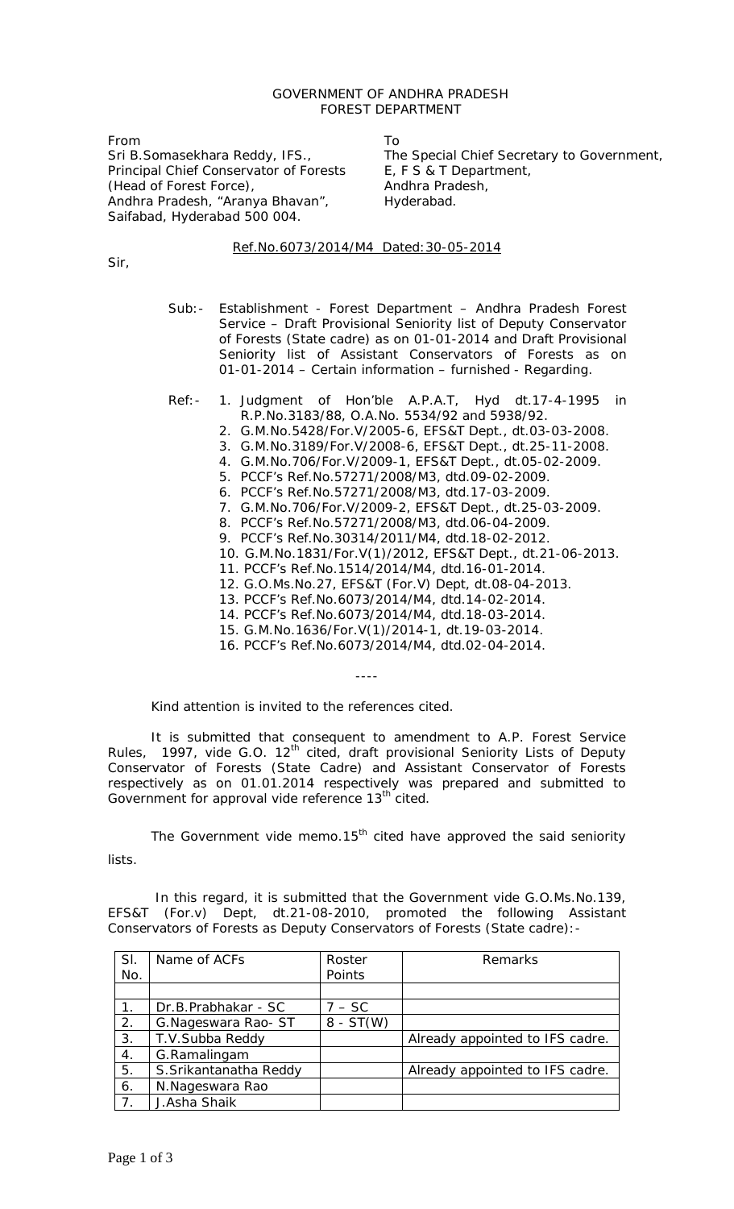GOVERNMENT OF ANDHRA PRADESH
FOREST DEPARTMENT

From
Sri B.Somasekhara Reddy, IFS.,
Principal Chief Conservator of Forests
(Head of Forest Force),
Andhra Pradesh, "Aranya Bhavan",
Saifabad, Hyderabad 500 004.

To
The Special Chief Secretary to Government,
E, F S & T Department,
Andhra Pradesh,
Hyderabad.

Ref.No.6073/2014/M4 Dated:30-05-2014

Sir,

Sub:- Establishment - Forest Department – Andhra Pradesh Forest Service – Draft Provisional Seniority list of Deputy Conservator of Forests (State cadre) as on 01-01-2014 and Draft Provisional Seniority list of Assistant Conservators of Forests as on 01-01-2014 – Certain information – furnished - Regarding.

Ref:-
1. Judgment of Hon'ble A.P.A.T, Hyd dt.17-4-1995 in R.P.No.3183/88, O.A.No. 5534/92 and 5938/92.
2. G.M.No.5428/For.V/2005-6, EFS&T Dept., dt.03-03-2008.
3. G.M.No.3189/For.V/2008-6, EFS&T Dept., dt.25-11-2008.
4. G.M.No.706/For.V/2009-1, EFS&T Dept., dt.05-02-2009.
5. PCCF's Ref.No.57271/2008/M3, dtd.09-02-2009.
6. PCCF's Ref.No.57271/2008/M3, dtd.17-03-2009.
7. G.M.No.706/For.V/2009-2, EFS&T Dept., dt.25-03-2009.
8. PCCF's Ref.No.57271/2008/M3, dtd.06-04-2009.
9. PCCF's Ref.No.30314/2011/M4, dtd.18-02-2012.
10. G.M.No.1831/For.V(1)/2012, EFS&T Dept., dt.21-06-2013.
11. PCCF's Ref.No.1514/2014/M4, dtd.16-01-2014.
12. G.O.Ms.No.27, EFS&T (For.V) Dept, dt.08-04-2013.
13. PCCF's Ref.No.6073/2014/M4, dtd.14-02-2014.
14. PCCF's Ref.No.6073/2014/M4, dtd.18-03-2014.
15. G.M.No.1636/For.V(1)/2014-1, dt.19-03-2014.
16. PCCF's Ref.No.6073/2014/M4, dtd.02-04-2014.

----

Kind attention is invited to the references cited.

It is submitted that consequent to amendment to A.P. Forest Service Rules, 1997, vide G.O. 12th cited, draft provisional Seniority Lists of Deputy Conservator of Forests (State Cadre) and Assistant Conservator of Forests respectively as on 01.01.2014 respectively was prepared and submitted to Government for approval vide reference 13th cited.

The Government vide memo.15th cited have approved the said seniority lists.

In this regard, it is submitted that the Government vide G.O.Ms.No.139, EFS&T (For.v) Dept, dt.21-08-2010, promoted the following Assistant Conservators of Forests as Deputy Conservators of Forests (State cadre):-

| Sl. No. | Name of ACFs | Roster Points | Remarks |
|---|---|---|---|
| | | | |
| 1. | Dr.B.Prabhakar - SC | 7 – SC | |
| 2. | G.Nageswara Rao- ST | 8 - ST(W) | |
| 3. | T.V.Subba Reddy | | Already appointed to IFS cadre. |
| 4. | G.Ramalingam | | |
| 5. | S.Srikantanatha Reddy | | Already appointed to IFS cadre. |
| 6. | N.Nageswara Rao | | |
| 7. | J.Asha Shaik | | |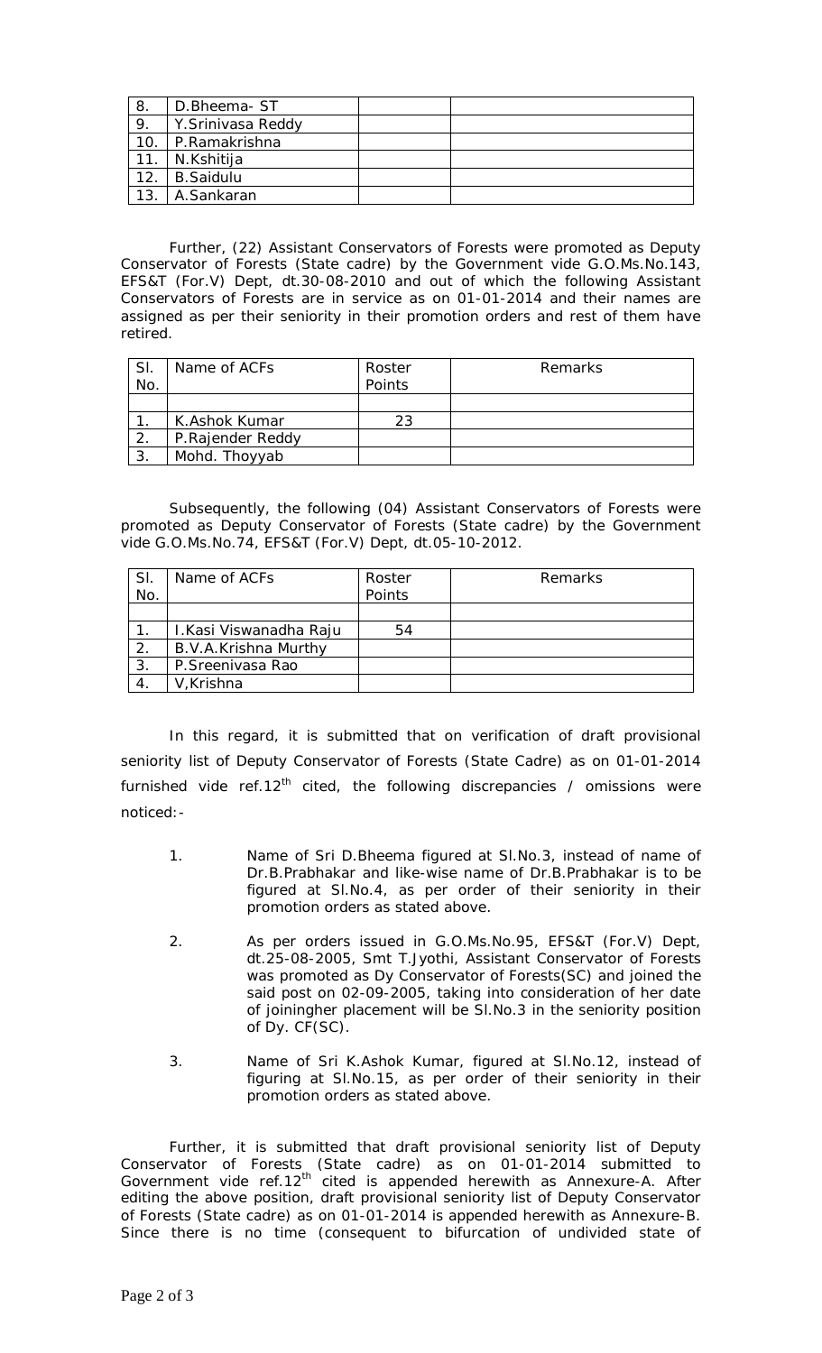| 8. | D.Bheema- ST | | |
|---|---|---|---|
| 9. | Y.Srinivasa Reddy | | |
| 10. | P.Ramakrishna | | |
| 11. | N.Kshitija | | |
| 12. | B.Saidulu | | |
| 13. | A.Sankaran | | |

Further, (22) Assistant Conservators of Forests were promoted as Deputy Conservator of Forests (State cadre) by the Government vide G.O.Ms.No.143, EFS&T (For.V) Dept, dt.30-08-2010 and out of which the following Assistant Conservators of Forests are in service as on 01-01-2014 and their names are assigned as per their seniority in their promotion orders and rest of them have retired.

| Sl. No. | Name of ACFs | Roster Points | Remarks |
|---|---|---|---|
| | | | |
| 1. | K.Ashok Kumar | 23 | |
| 2. | P.Rajender Reddy | | |
| 3. | Mohd. Thoyyab | | |

Subsequently, the following (04) Assistant Conservators of Forests were promoted as Deputy Conservator of Forests (State cadre) by the Government vide G.O.Ms.No.74, EFS&T (For.V) Dept, dt.05-10-2012.

| Sl. No. | Name of ACFs | Roster Points | Remarks |
|---|---|---|---|
| | | | |
| 1. | I.Kasi Viswanadha Raju | 54 | |
| 2. | B.V.A.Krishna Murthy | | |
| 3. | P.Sreenivasa Rao | | |
| 4. | V,Krishna | | |

In this regard, it is submitted that on verification of draft provisional seniority list of Deputy Conservator of Forests (State Cadre) as on 01-01-2014 furnished vide ref.12[th] cited, the following discrepancies / omissions were noticed:-

1. Name of Sri D.Bheema figured at Sl.No.3, instead of name of Dr.B.Prabhakar and like-wise name of Dr.B.Prabhakar is to be figured at Sl.No.4, as per order of their seniority in their promotion orders as stated above.

2. As per orders issued in G.O.Ms.No.95, EFS&T (For.V) Dept, dt.25-08-2005, Smt T.Jyothi, Assistant Conservator of Forests was promoted as Dy Conservator of Forests(SC) and joined the said post on 02-09-2005, taking into consideration of her date of joiningher placement will be Sl.No.3 in the seniority position of Dy. CF(SC).

3. Name of Sri K.Ashok Kumar, figured at Sl.No.12, instead of figuring at Sl.No.15, as per order of their seniority in their promotion orders as stated above.

Further, it is submitted that draft provisional seniority list of Deputy Conservator of Forests (State cadre) as on 01-01-2014 submitted to Government vide ref.12[th] cited is appended herewith as Annexure-A. After editing the above position, draft provisional seniority list of Deputy Conservator of Forests (State cadre) as on 01-01-2014 is appended herewith as Annexure-B. Since there is no time (consequent to bifurcation of undivided state of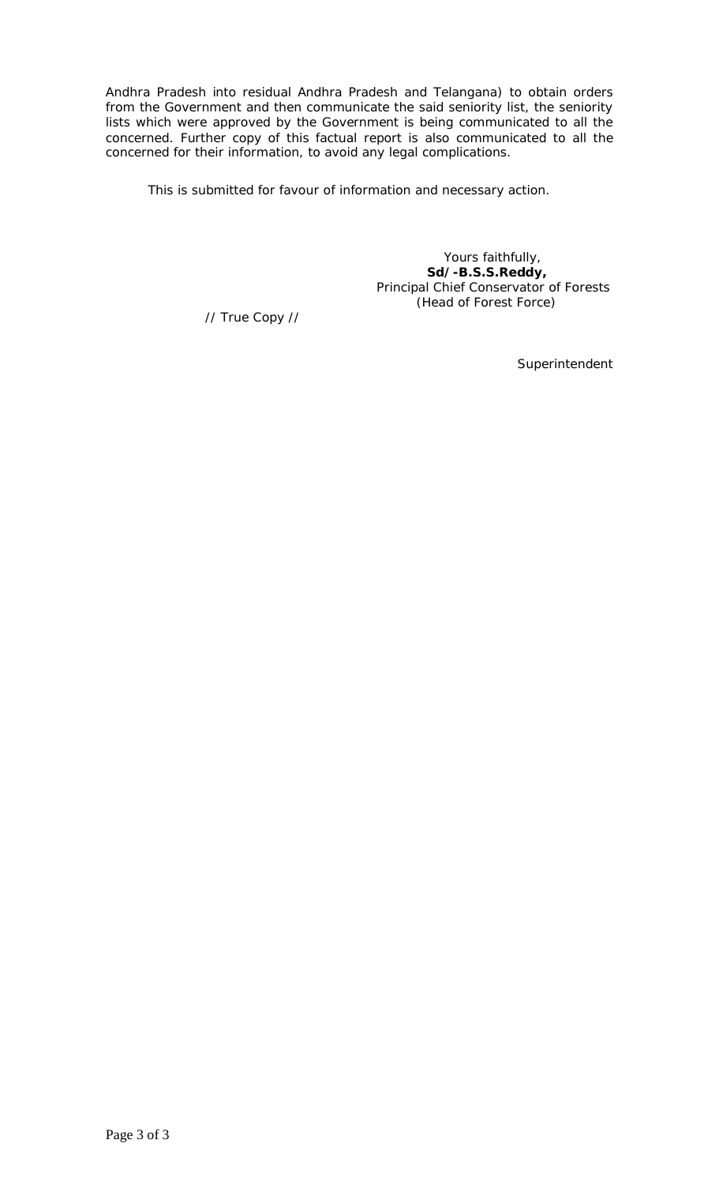Andhra Pradesh into residual Andhra Pradesh and Telangana) to obtain orders from the Government and then communicate the said seniority list, the seniority lists which were approved by the Government is being communicated to all the concerned. Further copy of this factual report is also communicated to all the concerned for their information, to avoid any legal complications.

This is submitted for favour of information and necessary action.

Yours faithfully,
**Sd/-B.S.S.Reddy,**
Principal Chief Conservator of Forests
(Head of Forest Force)

// True Copy //

Superintendent